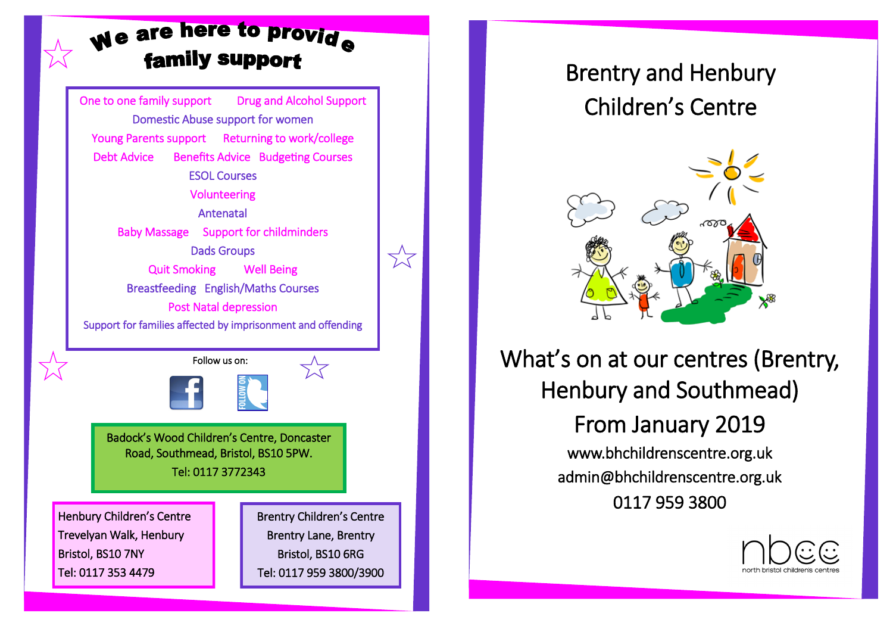# We are here to provide family support

One to one family support
Drug and Alcohol Support
Domestic Abuse support for women
Young Parents support
Returning to work/college
Debt Advice
Benefits Advice
Budgeting Courses
ESOL Courses
Volunteering
Antenatal
Baby Massage
Support for childminders
Dads Groups
Quit Smoking
Well Being
Breastfeeding
English/Maths Courses
Post Natal depression
Support for families affected by imprisonment and offending

Follow us on:

Badock's Wood Children's Centre, Doncaster Road, Southmead, Bristol, BS10 5PW.
Tel: 0117 3772343

Henbury Children's Centre
Trevelyan Walk, Henbury
Bristol, BS10 7NY
Tel: 0117 353 4479

Brentry Children's Centre
Brentry Lane, Brentry
Bristol, BS10 6RG
Tel: 0117 959 3800/3900

# Brentry and Henbury Children's Centre

## What's on at our centres (Brentry, Henbury and Southmead) From January 2019

www.bhchildrenscentre.org.uk
admin@bhchildrenscentre.org.uk
0117 959 3800

nbcc
north bristol children's centres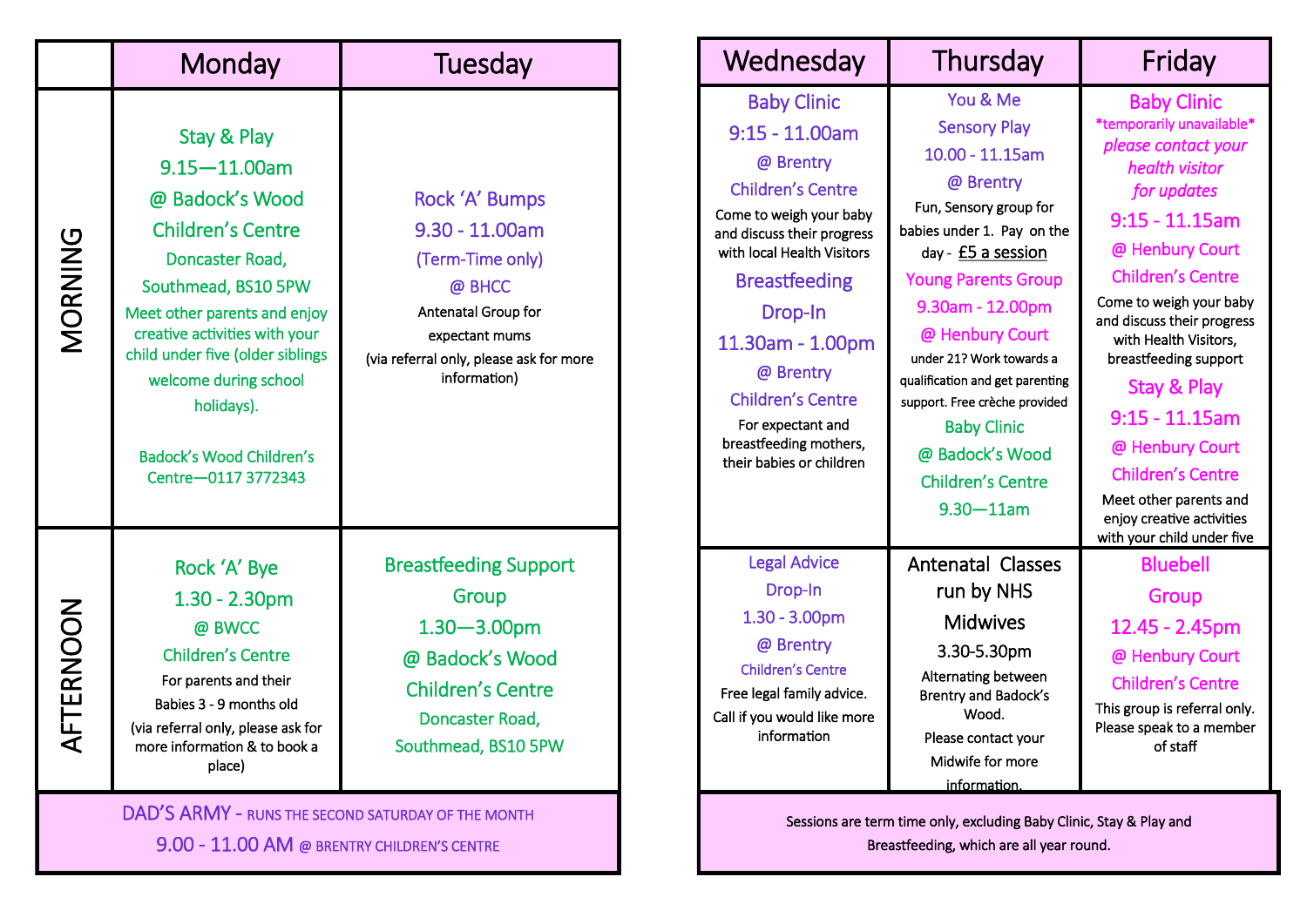| | Monday | Tuesday |
|---|---|---|
| MORNING | Stay & Play<br>9.15—11.00am<br>@ Badock's Wood Children's Centre<br>Doncaster Road, Southmead, BS10 5PW<br>Meet other parents and enjoy creative activities with your child under five (older siblings welcome during school holidays).<br><br>Badock's Wood Children's Centre—0117 3772343 | Rock 'A' Bumps<br>9.30 - 11.00am<br>(Term-Time only)<br>@ BHCC<br>Antenatal Group for expectant mums<br>(via referral only, please ask for more information) |
| AFTERNOON | Rock 'A' Bye<br>1.30 - 2.30pm<br>@ BWCC Children's Centre<br>For parents and their Babies 3 - 9 months old<br>(via referral only, please ask for more information & to book a place) | Breastfeeding Support Group<br>1.30—3.00pm<br>@ Badock's Wood Children's Centre<br>Doncaster Road, Southmead, BS10 5PW |

DAD'S ARMY - RUNS THE SECOND SATURDAY OF THE MONTH
9.00 - 11.00 AM @ BRENTRY CHILDREN'S CENTRE

| Wednesday | Thursday | Friday |
|---|---|---|
| Baby Clinic<br>9:15 - 11.00am<br>@ Brentry Children's Centre<br>Come to weigh your baby and discuss their progress with local Health Visitors<br><br>Breastfeeding Drop-In<br>11.30am - 1.00pm<br>@ Brentry Children's Centre<br>For expectant and breastfeeding mothers, their babies or children | You & Me Sensory Play<br>10.00 - 11.15am<br>@ Brentry<br>Fun, Sensory group for babies under 1. Pay on the day - £5 a session<br><br>Young Parents Group<br>9.30am - 12.00pm<br>@ Henbury Court<br>under 21? Work towards a qualification and get parenting support. Free crèche provided<br><br>Baby Clinic<br>@ Badock's Wood Children's Centre<br>9.30—11am | Baby Clinic<br>*temporarily unavailable*<br>*please contact your health visitor for updates*<br>9:15 - 11.15am<br>@ Henbury Court Children's Centre<br>Come to weigh your baby and discuss their progress with Health Visitors, breastfeeding support<br><br>Stay & Play<br>9:15 - 11.15am<br>@ Henbury Court Children's Centre<br>Meet other parents and enjoy creative activities with your child under five |
| Legal Advice Drop-In<br>1.30 - 3.00pm<br>@ Brentry Children's Centre<br>Free legal family advice.<br>Call if you would like more information | Antenatal Classes run by NHS Midwives<br>3.30-5.30pm<br>Alternating between Brentry and Badock's Wood.<br>Please contact your Midwife for more information. | Bluebell Group<br>12.45 - 2.45pm<br>@ Henbury Court Children's Centre<br>This group is referral only. Please speak to a member of staff |

Sessions are term time only, excluding Baby Clinic, Stay & Play and Breastfeeding, which are all year round.